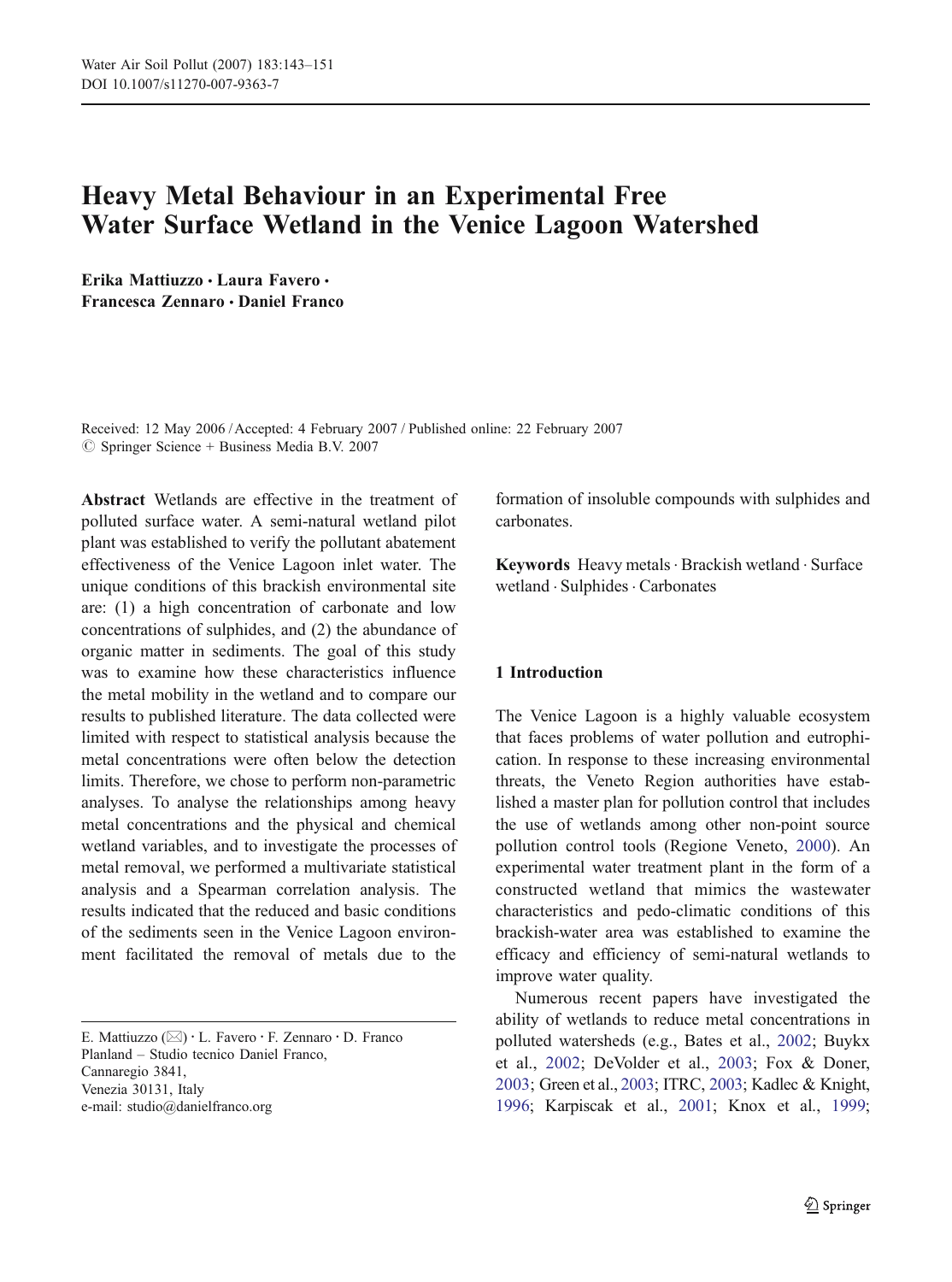# Heavy Metal Behaviour in an Experimental Free Water Surface Wetland in the Venice Lagoon Watershed

**Erika Mattiuzzo · Laura Favero · Francesca Zennaro · Daniel Franco**

Received: 12 May 2006 / Accepted: 4 February 2007 / Published online: 22 February 2007
© Springer Science + Business Media B.V. 2007

**Abstract** Wetlands are effective in the treatment of polluted surface water. A semi-natural wetland pilot plant was established to verify the pollutant abatement effectiveness of the Venice Lagoon inlet water. The unique conditions of this brackish environmental site are: (1) a high concentration of carbonate and low concentrations of sulphides, and (2) the abundance of organic matter in sediments. The goal of this study was to examine how these characteristics influence the metal mobility in the wetland and to compare our results to published literature. The data collected were limited with respect to statistical analysis because the metal concentrations were often below the detection limits. Therefore, we chose to perform non-parametric analyses. To analyse the relationships among heavy metal concentrations and the physical and chemical wetland variables, and to investigate the processes of metal removal, we performed a multivariate statistical analysis and a Spearman correlation analysis. The results indicated that the reduced and basic conditions of the sediments seen in the Venice Lagoon environment facilitated the removal of metals due to the formation of insoluble compounds with sulphides and carbonates.

**Keywords** Heavy metals · Brackish wetland · Surface wetland · Sulphides · Carbonates

E. Mattiuzzo (✉) · L. Favero · F. Zennaro · D. Franco
Planland – Studio tecnico Daniel Franco,
Cannaregio 3841,
Venezia 30131, Italy
e-mail: studio@danielfranco.org

## 1 Introduction

The Venice Lagoon is a highly valuable ecosystem that faces problems of water pollution and eutrophication. In response to these increasing environmental threats, the Veneto Region authorities have established a master plan for pollution control that includes the use of wetlands among other non-point source pollution control tools (Regione Veneto, 2000). An experimental water treatment plant in the form of a constructed wetland that mimics the wastewater characteristics and pedo-climatic conditions of this brackish-water area was established to examine the efficacy and efficiency of semi-natural wetlands to improve water quality.

Numerous recent papers have investigated the ability of wetlands to reduce metal concentrations in polluted watersheds (e.g., Bates et al., 2002; Buykx et al., 2002; DeVolder et al., 2003; Fox & Doner, 2003; Green et al., 2003; ITRC, 2003; Kadlec & Knight, 1996; Karpiscak et al., 2001; Knox et al., 1999;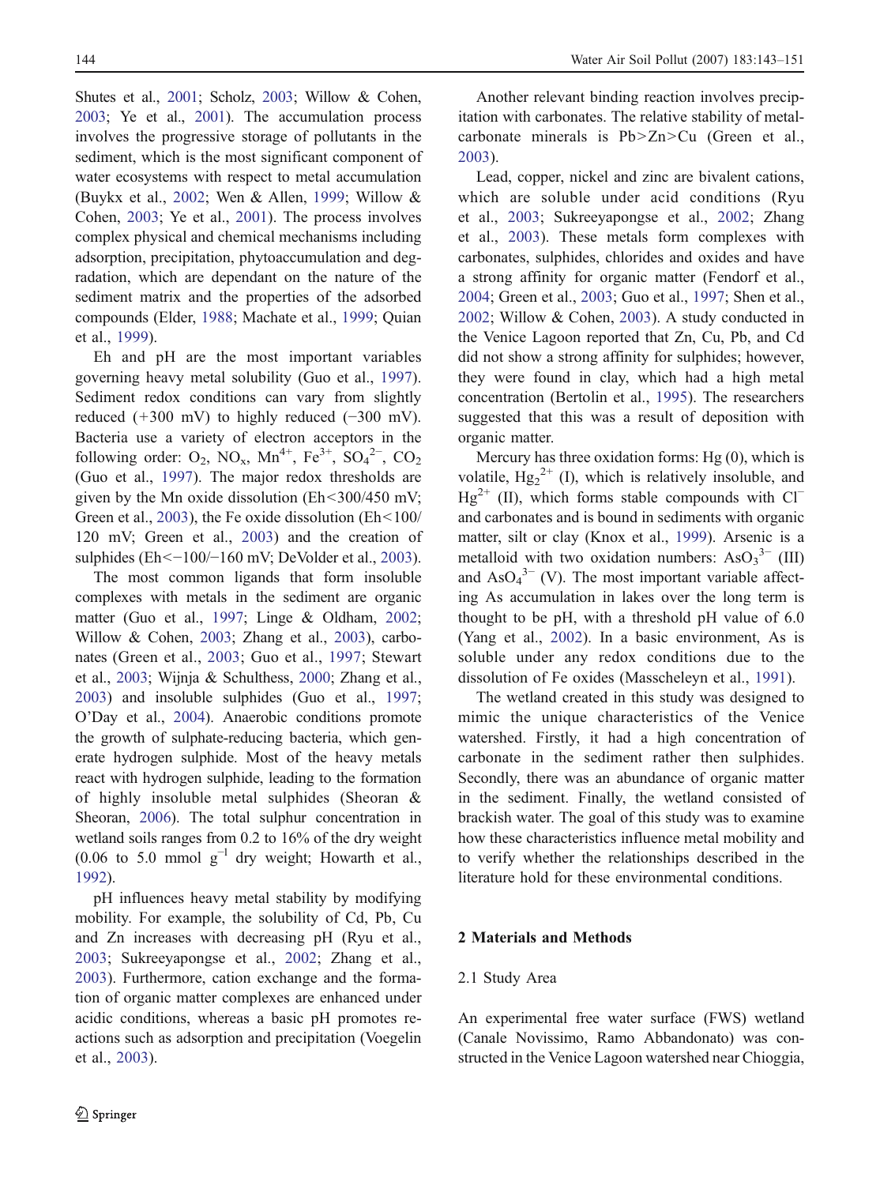Shutes et al., 2001; Scholz, 2003; Willow & Cohen, 2003; Ye et al., 2001). The accumulation process involves the progressive storage of pollutants in the sediment, which is the most significant component of water ecosystems with respect to metal accumulation (Buykx et al., 2002; Wen & Allen, 1999; Willow & Cohen, 2003; Ye et al., 2001). The process involves complex physical and chemical mechanisms including adsorption, precipitation, phytoaccumulation and degradation, which are dependant on the nature of the sediment matrix and the properties of the adsorbed compounds (Elder, 1988; Machate et al., 1999; Quian et al., 1999).

Eh and pH are the most important variables governing heavy metal solubility (Guo et al., 1997). Sediment redox conditions can vary from slightly reduced (+300 mV) to highly reduced (−300 mV). Bacteria use a variety of electron acceptors in the following order: $O_2$, $NO_x$, $Mn^{4+}$, $Fe^{3+}$, $SO_4^{2-}$, $CO_2$ (Guo et al., 1997). The major redox thresholds are given by the Mn oxide dissolution (Eh<300/450 mV; Green et al., 2003), the Fe oxide dissolution (Eh<100/120 mV; Green et al., 2003) and the creation of sulphides (Eh<−100/−160 mV; DeVolder et al., 2003).

The most common ligands that form insoluble complexes with metals in the sediment are organic matter (Guo et al., 1997; Linge & Oldham, 2002; Willow & Cohen, 2003; Zhang et al., 2003), carbonates (Green et al., 2003; Guo et al., 1997; Stewart et al., 2003; Wijnja & Schulthess, 2000; Zhang et al., 2003) and insoluble sulphides (Guo et al., 1997; O'Day et al., 2004). Anaerobic conditions promote the growth of sulphate-reducing bacteria, which generate hydrogen sulphide. Most of the heavy metals react with hydrogen sulphide, leading to the formation of highly insoluble metal sulphides (Sheoran & Sheoran, 2006). The total sulphur concentration in wetland soils ranges from 0.2 to 16% of the dry weight (0.06 to 5.0 mmol $g^{-1}$ dry weight; Howarth et al., 1992).

pH influences heavy metal stability by modifying mobility. For example, the solubility of Cd, Pb, Cu and Zn increases with decreasing pH (Ryu et al., 2003; Sukreeyapongse et al., 2002; Zhang et al., 2003). Furthermore, cation exchange and the formation of organic matter complexes are enhanced under acidic conditions, whereas a basic pH promotes reactions such as adsorption and precipitation (Voegelin et al., 2003).

Another relevant binding reaction involves precipitation with carbonates. The relative stability of metal-carbonate minerals is Pb>Zn>Cu (Green et al., 2003).

Lead, copper, nickel and zinc are bivalent cations, which are soluble under acid conditions (Ryu et al., 2003; Sukreeyapongse et al., 2002; Zhang et al., 2003). These metals form complexes with carbonates, sulphides, chlorides and oxides and have a strong affinity for organic matter (Fendorf et al., 2004; Green et al., 2003; Guo et al., 1997; Shen et al., 2002; Willow & Cohen, 2003). A study conducted in the Venice Lagoon reported that Zn, Cu, Pb, and Cd did not show a strong affinity for sulphides; however, they were found in clay, which had a high metal concentration (Bertolin et al., 1995). The researchers suggested that this was a result of deposition with organic matter.

Mercury has three oxidation forms: Hg (0), which is volatile, $Hg_2^{2+}$ (I), which is relatively insoluble, and $Hg^{2+}$ (II), which forms stable compounds with $Cl^-$ and carbonates and is bound in sediments with organic matter, silt or clay (Knox et al., 1999). Arsenic is a metalloid with two oxidation numbers: $AsO_3^{3-}$ (III) and $AsO_4^{3-}$ (V). The most important variable affecting As accumulation in lakes over the long term is thought to be pH, with a threshold pH value of 6.0 (Yang et al., 2002). In a basic environment, As is soluble under any redox conditions due to the dissolution of Fe oxides (Masscheleyn et al., 1991).

The wetland created in this study was designed to mimic the unique characteristics of the Venice watershed. Firstly, it had a high concentration of carbonate in the sediment rather then sulphides. Secondly, there was an abundance of organic matter in the sediment. Finally, the wetland consisted of brackish water. The goal of this study was to examine how these characteristics influence metal mobility and to verify whether the relationships described in the literature hold for these environmental conditions.

## 2 Materials and Methods

### 2.1 Study Area

An experimental free water surface (FWS) wetland (Canale Novissimo, Ramo Abbandonato) was constructed in the Venice Lagoon watershed near Chioggia,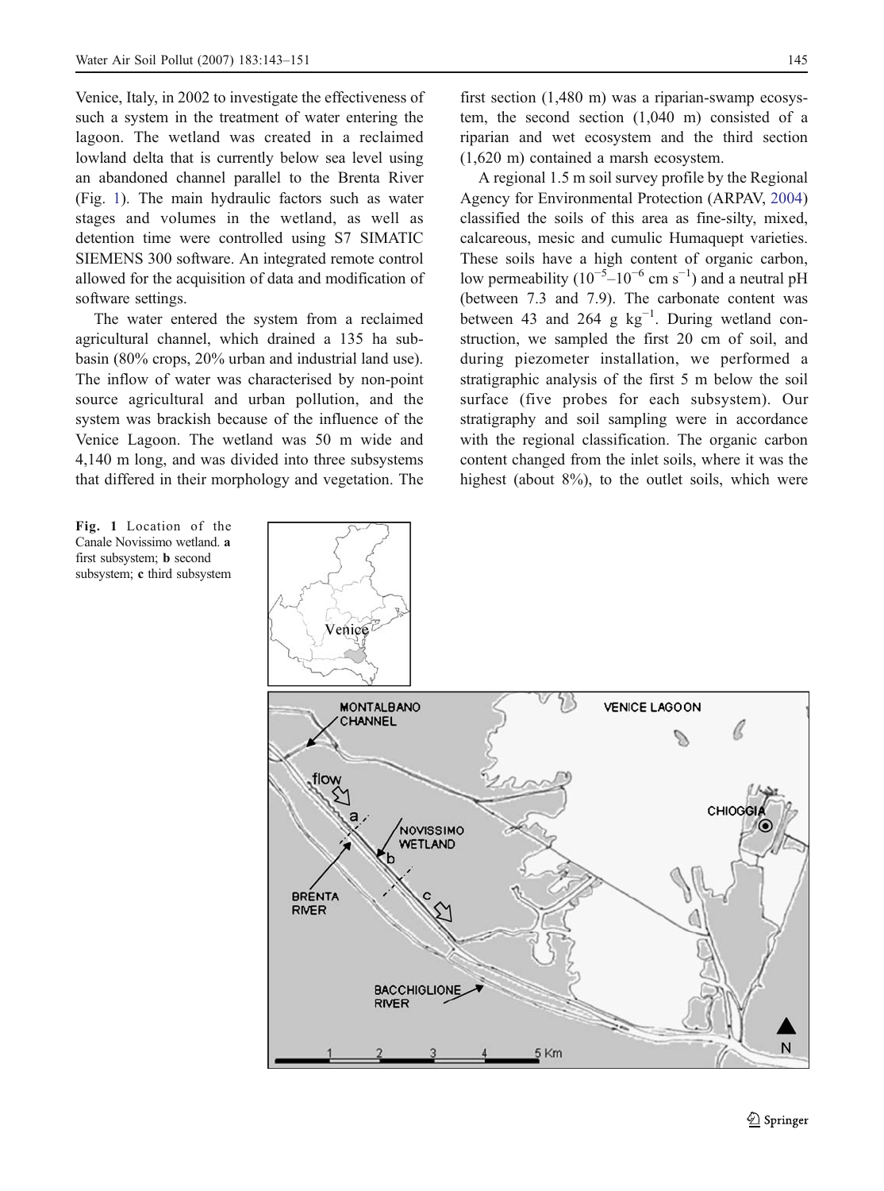Venice, Italy, in 2002 to investigate the effectiveness of such a system in the treatment of water entering the lagoon. The wetland was created in a reclaimed lowland delta that is currently below sea level using an abandoned channel parallel to the Brenta River (Fig. 1). The main hydraulic factors such as water stages and volumes in the wetland, as well as detention time were controlled using S7 SIMATIC SIEMENS 300 software. An integrated remote control allowed for the acquisition of data and modification of software settings.

The water entered the system from a reclaimed agricultural channel, which drained a 135 ha sub-basin (80% crops, 20% urban and industrial land use). The inflow of water was characterised by non-point source agricultural and urban pollution, and the system was brackish because of the influence of the Venice Lagoon. The wetland was 50 m wide and 4,140 m long, and was divided into three subsystems that differed in their morphology and vegetation. The first section (1,480 m) was a riparian-swamp ecosystem, the second section (1,040 m) consisted of a riparian and wet ecosystem and the third section (1,620 m) contained a marsh ecosystem.

A regional 1.5 m soil survey profile by the Regional Agency for Environmental Protection (ARPAV, 2004) classified the soils of this area as fine-silty, mixed, calcareous, mesic and cumulic Humaquept varieties. These soils have a high content of organic carbon, low permeability ($10^{-5}$–$10^{-6}$ cm s$^{-1}$) and a neutral pH (between 7.3 and 7.9). The carbonate content was between 43 and 264 g kg$^{-1}$. During wetland construction, we sampled the first 20 cm of soil, and during piezometer installation, we performed a stratigraphic analysis of the first 5 m below the soil surface (five probes for each subsystem). Our stratigraphy and soil sampling were in accordance with the regional classification. The organic carbon content changed from the inlet soils, where it was the highest (about 8%), to the outlet soils, which were

**Fig. 1** Location of the Canale Novissimo wetland. **a** first subsystem; **b** second subsystem; **c** third subsystem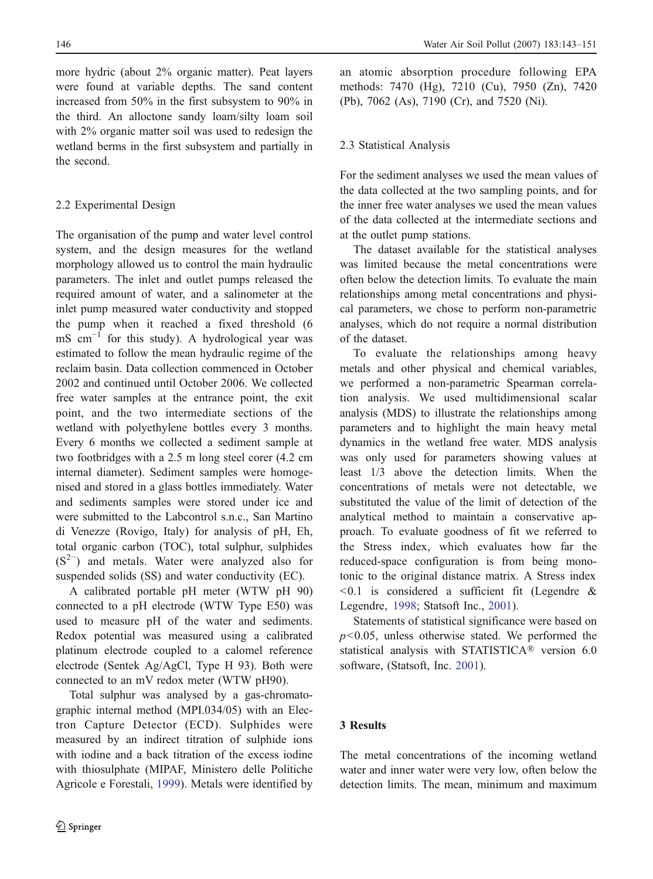more hydric (about 2% organic matter). Peat layers were found at variable depths. The sand content increased from 50% in the first subsystem to 90% in the third. An alloctone sandy loam/silty loam soil with 2% organic matter soil was used to redesign the wetland berms in the first subsystem and partially in the second.

## 2.2 Experimental Design

The organisation of the pump and water level control system, and the design measures for the wetland morphology allowed us to control the main hydraulic parameters. The inlet and outlet pumps released the required amount of water, and a salinometer at the inlet pump measured water conductivity and stopped the pump when it reached a fixed threshold (6 mS $cm^{-1}$ for this study). A hydrological year was estimated to follow the mean hydraulic regime of the reclaim basin. Data collection commenced in October 2002 and continued until October 2006. We collected free water samples at the entrance point, the exit point, and the two intermediate sections of the wetland with polyethylene bottles every 3 months. Every 6 months we collected a sediment sample at two footbridges with a 2.5 m long steel corer (4.2 cm internal diameter). Sediment samples were homogenised and stored in a glass bottles immediately. Water and sediments samples were stored under ice and were submitted to the Labcontrol s.n.c., San Martino di Venezze (Rovigo, Italy) for analysis of pH, Eh, total organic carbon (TOC), total sulphur, sulphides ($S^{2-}$) and metals. Water were analyzed also for suspended solids (SS) and water conductivity (EC).

A calibrated portable pH meter (WTW pH 90) connected to a pH electrode (WTW Type E50) was used to measure pH of the water and sediments. Redox potential was measured using a calibrated platinum electrode coupled to a calomel reference electrode (Sentek Ag/AgCl, Type H 93). Both were connected to an mV redox meter (WTW pH90).

Total sulphur was analysed by a gas-chromatographic internal method (MPI.034/05) with an Electron Capture Detector (ECD). Sulphides were measured by an indirect titration of sulphide ions with iodine and a back titration of the excess iodine with thiosulphate (MIPAF, Ministero delle Politiche Agricole e Forestali, 1999). Metals were identified by an atomic absorption procedure following EPA methods: 7470 (Hg), 7210 (Cu), 7950 (Zn), 7420 (Pb), 7062 (As), 7190 (Cr), and 7520 (Ni).

## 2.3 Statistical Analysis

For the sediment analyses we used the mean values of the data collected at the two sampling points, and for the inner free water analyses we used the mean values of the data collected at the intermediate sections and at the outlet pump stations.

The dataset available for the statistical analyses was limited because the metal concentrations were often below the detection limits. To evaluate the main relationships among metal concentrations and physical parameters, we chose to perform non-parametric analyses, which do not require a normal distribution of the dataset.

To evaluate the relationships among heavy metals and other physical and chemical variables, we performed a non-parametric Spearman correlation analysis. We used multidimensional scalar analysis (MDS) to illustrate the relationships among parameters and to highlight the main heavy metal dynamics in the wetland free water. MDS analysis was only used for parameters showing values at least 1/3 above the detection limits. When the concentrations of metals were not detectable, we substituted the value of the limit of detection of the analytical method to maintain a conservative approach. To evaluate goodness of fit we referred to the Stress index, which evaluates how far the reduced-space configuration is from being monotonic to the original distance matrix. A Stress index <0.1 is considered a sufficient fit (Legendre & Legendre, 1998; Statsoft Inc., 2001).

Statements of statistical significance were based on $p<0.05$, unless otherwise stated. We performed the statistical analysis with STATISTICA® version 6.0 software, (Statsoft, Inc. 2001).

# 3 Results

The metal concentrations of the incoming wetland water and inner water were very low, often below the detection limits. The mean, minimum and maximum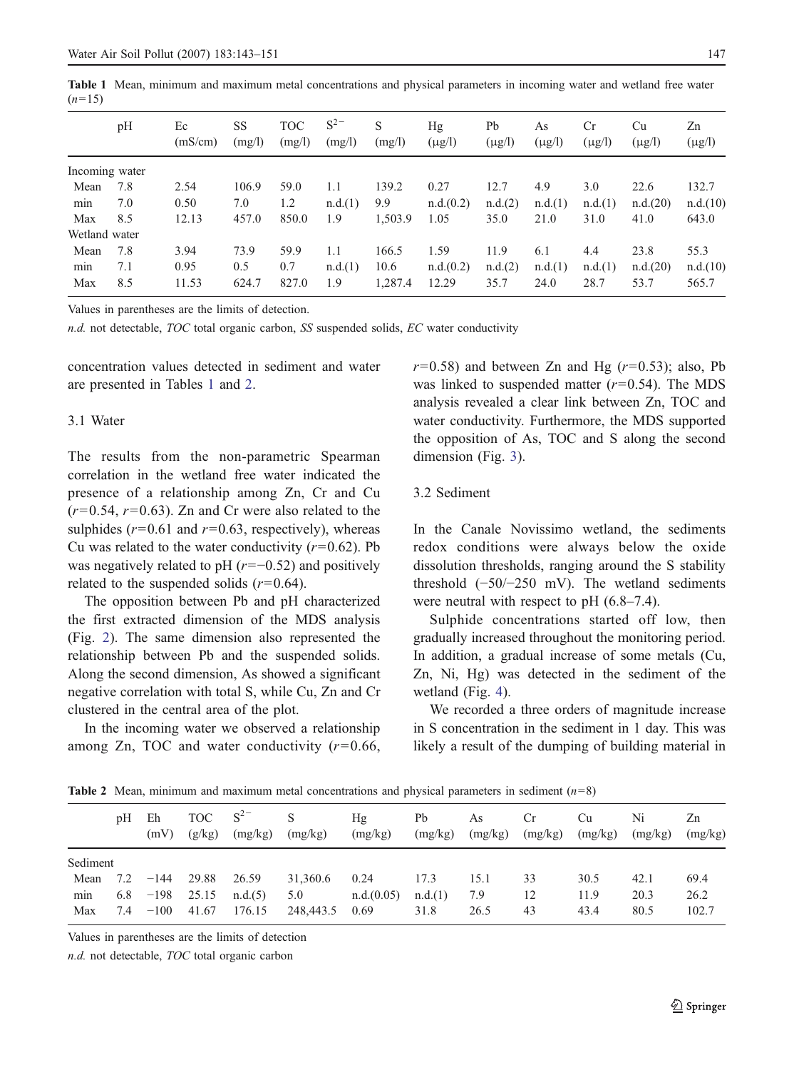**Table 1** Mean, minimum and maximum metal concentrations and physical parameters in incoming water and wetland free water ($n$=15)

| | pH | Ec (mS/cm) | SS (mg/l) | TOC (mg/l) | $S^{2-}$ (mg/l) | S (mg/l) | Hg (μg/l) | Pb (μg/l) | As (μg/l) | Cr (μg/l) | Cu (μg/l) | Zn (μg/l) |
|---|---|---|---|---|---|---|---|---|---|---|---|---|
| Incoming water | | | | | | | | | | | | |
| Mean | 7.8 | 2.54 | 106.9 | 59.0 | 1.1 | 139.2 | 0.27 | 12.7 | 4.9 | 3.0 | 22.6 | 132.7 |
| min | 7.0 | 0.50 | 7.0 | 1.2 | n.d.(1) | 9.9 | n.d.(0.2) | n.d.(2) | n.d.(1) | n.d.(1) | n.d.(20) | n.d.(10) |
| Max | 8.5 | 12.13 | 457.0 | 850.0 | 1.9 | 1,503.9 | 1.05 | 35.0 | 21.0 | 31.0 | 41.0 | 643.0 |
| Wetland water | | | | | | | | | | | | |
| Mean | 7.8 | 3.94 | 73.9 | 59.9 | 1.1 | 166.5 | 1.59 | 11.9 | 6.1 | 4.4 | 23.8 | 55.3 |
| min | 7.1 | 0.95 | 0.5 | 0.7 | n.d.(1) | 10.6 | n.d.(0.2) | n.d.(2) | n.d.(1) | n.d.(1) | n.d.(20) | n.d.(10) |
| Max | 8.5 | 11.53 | 624.7 | 827.0 | 1.9 | 1,287.4 | 12.29 | 35.7 | 24.0 | 28.7 | 53.7 | 565.7 |

Values in parentheses are the limits of detection.

*n.d.* not detectable, *TOC* total organic carbon, *SS* suspended solids, *EC* water conductivity

concentration values detected in sediment and water are presented in Tables 1 and 2.

### 3.1 Water

The results from the non-parametric Spearman correlation in the wetland free water indicated the presence of a relationship among Zn, Cr and Cu ($r$=0.54, $r$=0.63). Zn and Cr were also related to the sulphides ($r$=0.61 and $r$=0.63, respectively), whereas Cu was related to the water conductivity ($r$=0.62). Pb was negatively related to pH ($r$=−0.52) and positively related to the suspended solids ($r$=0.64).

The opposition between Pb and pH characterized the first extracted dimension of the MDS analysis (Fig. 2). The same dimension also represented the relationship between Pb and the suspended solids. Along the second dimension, As showed a significant negative correlation with total S, while Cu, Zn and Cr clustered in the central area of the plot.

In the incoming water we observed a relationship among Zn, TOC and water conductivity ($r$=0.66, $r$=0.58) and between Zn and Hg ($r$=0.53); also, Pb was linked to suspended matter ($r$=0.54). The MDS analysis revealed a clear link between Zn, TOC and water conductivity. Furthermore, the MDS supported the opposition of As, TOC and S along the second dimension (Fig. 3).

### 3.2 Sediment

In the Canale Novissimo wetland, the sediments redox conditions were always below the oxide dissolution thresholds, ranging around the S stability threshold (−50/−250 mV). The wetland sediments were neutral with respect to pH (6.8–7.4).

Sulphide concentrations started off low, then gradually increased throughout the monitoring period. In addition, a gradual increase of some metals (Cu, Zn, Ni, Hg) was detected in the sediment of the wetland (Fig. 4).

We recorded a three orders of magnitude increase in S concentration in the sediment in 1 day. This was likely a result of the dumping of building material in

**Table 2** Mean, minimum and maximum metal concentrations and physical parameters in sediment ($n$=8)

| | pH | Eh (mV) | TOC (g/kg) | $S^{2-}$ (mg/kg) | S (mg/kg) | Hg (mg/kg) | Pb (mg/kg) | As (mg/kg) | Cr (mg/kg) | Cu (mg/kg) | Ni (mg/kg) | Zn (mg/kg) |
|---|---|---|---|---|---|---|---|---|---|---|---|---|
| Sediment | | | | | | | | | | | | |
| Mean | 7.2 | −144 | 29.88 | 26.59 | 31,360.6 | 0.24 | 17.3 | 15.1 | 33 | 30.5 | 42.1 | 69.4 |
| min | 6.8 | −198 | 25.15 | n.d.(5) | 5.0 | n.d.(0.05) | n.d.(1) | 7.9 | 12 | 11.9 | 20.3 | 26.2 |
| Max | 7.4 | −100 | 41.67 | 176.15 | 248,443.5 | 0.69 | 31.8 | 26.5 | 43 | 43.4 | 80.5 | 102.7 |

Values in parentheses are the limits of detection

*n.d.* not detectable, *TOC* total organic carbon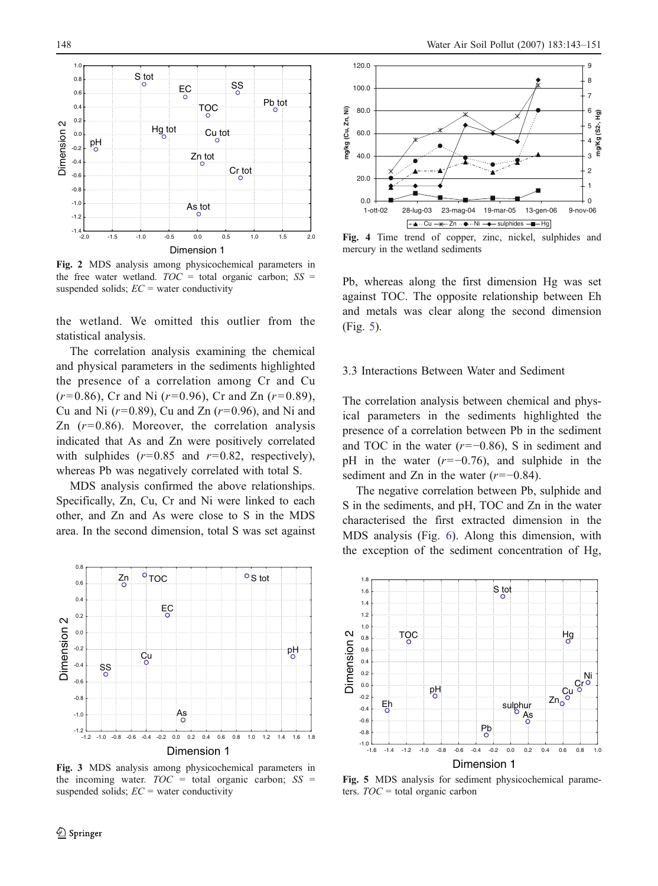Fig. 2 MDS analysis among physicochemical parameters in the free water wetland. *TOC* = total organic carbon; *SS* = suspended solids; *EC* = water conductivity

the wetland. We omitted this outlier from the statistical analysis.

The correlation analysis examining the chemical and physical parameters in the sediments highlighted the presence of a correlation among Cr and Cu ($r=0.86$), Cr and Ni ($r=0.96$), Cr and Zn ($r=0.89$), Cu and Ni ($r=0.89$), Cu and Zn ($r=0.96$), and Ni and Zn ($r=0.86$). Moreover, the correlation analysis indicated that As and Zn were positively correlated with sulphides ($r=0.85$ and $r=0.82$, respectively), whereas Pb was negatively correlated with total S.

MDS analysis confirmed the above relationships. Specifically, Zn, Cu, Cr and Ni were linked to each other, and Zn and As were close to S in the MDS area. In the second dimension, total S was set against Pb, whereas along the first dimension Hg was set against TOC. The opposite relationship between Eh and metals was clear along the second dimension (Fig. 5).

Fig. 3 MDS analysis among physicochemical parameters in the incoming water. *TOC* = total organic carbon; *SS* = suspended solids; *EC* = water conductivity

Fig. 4 Time trend of copper, zinc, nickel, sulphides and mercury in the wetland sediments

### 3.3 Interactions Between Water and Sediment

The correlation analysis between chemical and physical parameters in the sediments highlighted the presence of a correlation between Pb in the sediment and TOC in the water ($r=-0.86$), S in sediment and pH in the water ($r=-0.76$), and sulphide in the sediment and Zn in the water ($r=-0.84$).

The negative correlation between Pb, sulphide and S in the sediments, and pH, TOC and Zn in the water characterised the first extracted dimension in the MDS analysis (Fig. 6). Along this dimension, with the exception of the sediment concentration of Hg,

Fig. 5 MDS analysis for sediment physicochemical parameters. *TOC* = total organic carbon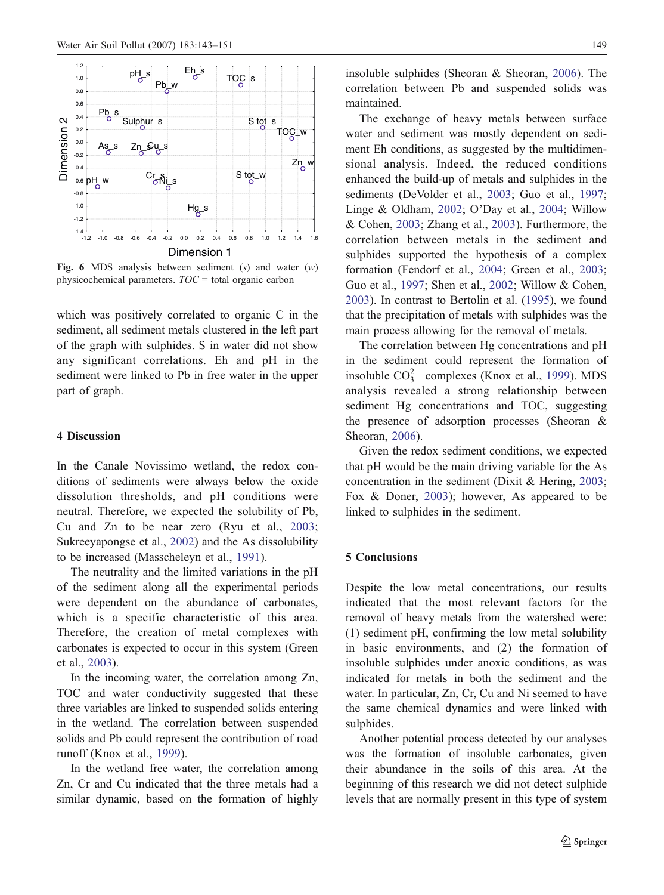Fig. 6 MDS analysis between sediment (*s*) and water (*w*) physicochemical parameters. *TOC* = total organic carbon

which was positively correlated to organic C in the sediment, all sediment metals clustered in the left part of the graph with sulphides. S in water did not show any significant correlations. Eh and pH in the sediment were linked to Pb in free water in the upper part of graph.

## 4 Discussion

In the Canale Novissimo wetland, the redox conditions of sediments were always below the oxide dissolution thresholds, and pH conditions were neutral. Therefore, we expected the solubility of Pb, Cu and Zn to be near zero (Ryu et al., 2003; Sukreeyapongse et al., 2002) and the As dissolubility to be increased (Masscheleyn et al., 1991).

The neutrality and the limited variations in the pH of the sediment along all the experimental periods were dependent on the abundance of carbonates, which is a specific characteristic of this area. Therefore, the creation of metal complexes with carbonates is expected to occur in this system (Green et al., 2003).

In the incoming water, the correlation among Zn, TOC and water conductivity suggested that these three variables are linked to suspended solids entering in the wetland. The correlation between suspended solids and Pb could represent the contribution of road runoff (Knox et al., 1999).

In the wetland free water, the correlation among Zn, Cr and Cu indicated that the three metals had a similar dynamic, based on the formation of highly insoluble sulphides (Sheoran & Sheoran, 2006). The correlation between Pb and suspended solids was maintained.

The exchange of heavy metals between surface water and sediment was mostly dependent on sediment Eh conditions, as suggested by the multidimensional analysis. Indeed, the reduced conditions enhanced the build-up of metals and sulphides in the sediments (DeVolder et al., 2003; Guo et al., 1997; Linge & Oldham, 2002; O'Day et al., 2004; Willow & Cohen, 2003; Zhang et al., 2003). Furthermore, the correlation between metals in the sediment and sulphides supported the hypothesis of a complex formation (Fendorf et al., 2004; Green et al., 2003; Guo et al., 1997; Shen et al., 2002; Willow & Cohen, 2003). In contrast to Bertolin et al. (1995), we found that the precipitation of metals with sulphides was the main process allowing for the removal of metals.

The correlation between Hg concentrations and pH in the sediment could represent the formation of insoluble $CO_3^{2-}$ complexes (Knox et al., 1999). MDS analysis revealed a strong relationship between sediment Hg concentrations and TOC, suggesting the presence of adsorption processes (Sheoran & Sheoran, 2006).

Given the redox sediment conditions, we expected that pH would be the main driving variable for the As concentration in the sediment (Dixit & Hering, 2003; Fox & Doner, 2003); however, As appeared to be linked to sulphides in the sediment.

## 5 Conclusions

Despite the low metal concentrations, our results indicated that the most relevant factors for the removal of heavy metals from the watershed were: (1) sediment pH, confirming the low metal solubility in basic environments, and (2) the formation of insoluble sulphides under anoxic conditions, as was indicated for metals in both the sediment and the water. In particular, Zn, Cr, Cu and Ni seemed to have the same chemical dynamics and were linked with sulphides.

Another potential process detected by our analyses was the formation of insoluble carbonates, given their abundance in the soils of this area. At the beginning of this research we did not detect sulphide levels that are normally present in this type of system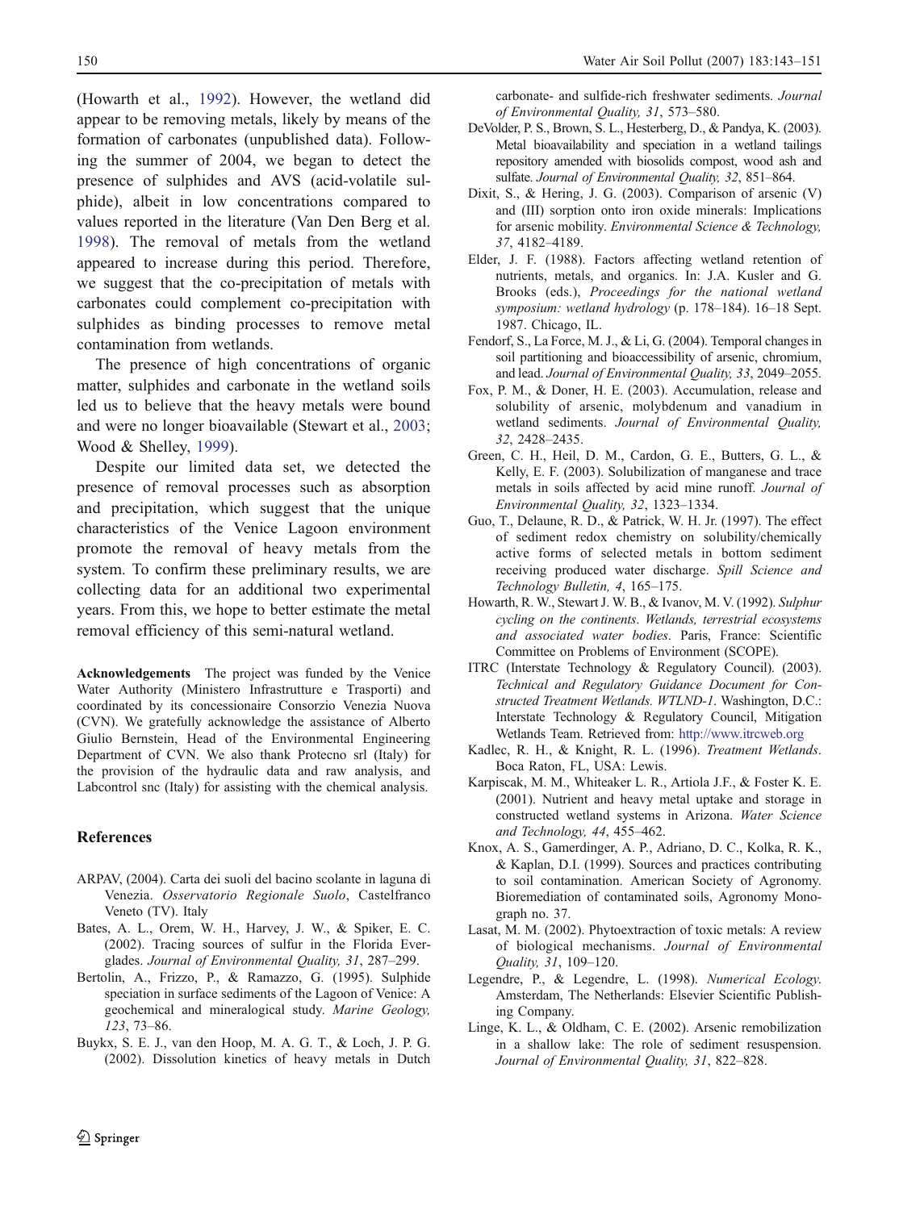(Howarth et al., 1992). However, the wetland did appear to be removing metals, likely by means of the formation of carbonates (unpublished data). Following the summer of 2004, we began to detect the presence of sulphides and AVS (acid-volatile sulphide), albeit in low concentrations compared to values reported in the literature (Van Den Berg et al. 1998). The removal of metals from the wetland appeared to increase during this period. Therefore, we suggest that the co-precipitation of metals with carbonates could complement co-precipitation with sulphides as binding processes to remove metal contamination from wetlands.

The presence of high concentrations of organic matter, sulphides and carbonate in the wetland soils led us to believe that the heavy metals were bound and were no longer bioavailable (Stewart et al., 2003; Wood & Shelley, 1999).

Despite our limited data set, we detected the presence of removal processes such as absorption and precipitation, which suggest that the unique characteristics of the Venice Lagoon environment promote the removal of heavy metals from the system. To confirm these preliminary results, we are collecting data for an additional two experimental years. From this, we hope to better estimate the metal removal efficiency of this semi-natural wetland.

**Acknowledgements** The project was funded by the Venice Water Authority (Ministero Infrastrutture e Trasporti) and coordinated by its concessionaire Consorzio Venezia Nuova (CVN). We gratefully acknowledge the assistance of Alberto Giulio Bernstein, Head of the Environmental Engineering Department of CVN. We also thank Protecno srl (Italy) for the provision of the hydraulic data and raw analysis, and Labcontrol snc (Italy) for assisting with the chemical analysis.

## References

ARPAV, (2004). Carta dei suoli del bacino scolante in laguna di Venezia. *Osservatorio Regionale Suolo*, Castelfranco Veneto (TV). Italy

Bates, A. L., Orem, W. H., Harvey, J. W., & Spiker, E. C. (2002). Tracing sources of sulfur in the Florida Everglades. *Journal of Environmental Quality, 31*, 287–299.

Bertolin, A., Frizzo, P., & Ramazzo, G. (1995). Sulphide speciation in surface sediments of the Lagoon of Venice: A geochemical and mineralogical study. *Marine Geology, 123*, 73–86.

Buykx, S. E. J., van den Hoop, M. A. G. T., & Loch, J. P. G. (2002). Dissolution kinetics of heavy metals in Dutch carbonate- and sulfide-rich freshwater sediments. *Journal of Environmental Quality, 31*, 573–580.

DeVolder, P. S., Brown, S. L., Hesterberg, D., & Pandya, K. (2003). Metal bioavailability and speciation in a wetland tailings repository amended with biosolids compost, wood ash and sulfate. *Journal of Environmental Quality, 32*, 851–864.

Dixit, S., & Hering, J. G. (2003). Comparison of arsenic (V) and (III) sorption onto iron oxide minerals: Implications for arsenic mobility. *Environmental Science & Technology, 37*, 4182–4189.

Elder, J. F. (1988). Factors affecting wetland retention of nutrients, metals, and organics. In: J.A. Kusler and G. Brooks (eds.), *Proceedings for the national wetland symposium: wetland hydrology* (p. 178–184). 16–18 Sept. 1987. Chicago, IL.

Fendorf, S., La Force, M. J., & Li, G. (2004). Temporal changes in soil partitioning and bioaccessibility of arsenic, chromium, and lead. *Journal of Environmental Quality, 33*, 2049–2055.

Fox, P. M., & Doner, H. E. (2003). Accumulation, release and solubility of arsenic, molybdenum and vanadium in wetland sediments. *Journal of Environmental Quality, 32*, 2428–2435.

Green, C. H., Heil, D. M., Cardon, G. E., Butters, G. L., & Kelly, E. F. (2003). Solubilization of manganese and trace metals in soils affected by acid mine runoff. *Journal of Environmental Quality, 32*, 1323–1334.

Guo, T., Delaune, R. D., & Patrick, W. H. Jr. (1997). The effect of sediment redox chemistry on solubility/chemically active forms of selected metals in bottom sediment receiving produced water discharge. *Spill Science and Technology Bulletin, 4*, 165–175.

Howarth, R. W., Stewart J. W. B., & Ivanov, M. V. (1992). *Sulphur cycling on the continents. Wetlands, terrestrial ecosystems and associated water bodies*. Paris, France: Scientific Committee on Problems of Environment (SCOPE).

ITRC (Interstate Technology & Regulatory Council). (2003). *Technical and Regulatory Guidance Document for Constructed Treatment Wetlands. WTLND-1*. Washington, D.C.: Interstate Technology & Regulatory Council, Mitigation Wetlands Team. Retrieved from: http://www.itrcweb.org

Kadlec, R. H., & Knight, R. L. (1996). *Treatment Wetlands*. Boca Raton, FL, USA: Lewis.

Karpiscak, M. M., Whiteaker L. R., Artiola J.F., & Foster K. E. (2001). Nutrient and heavy metal uptake and storage in constructed wetland systems in Arizona. *Water Science and Technology, 44*, 455–462.

Knox, A. S., Gamerdinger, A. P., Adriano, D. C., Kolka, R. K., & Kaplan, D.I. (1999). Sources and practices contributing to soil contamination. American Society of Agronomy. Bioremediation of contaminated soils, Agronomy Monograph no. 37.

Lasat, M. M. (2002). Phytoextraction of toxic metals: A review of biological mechanisms. *Journal of Environmental Quality, 31*, 109–120.

Legendre, P., & Legendre, L. (1998). *Numerical Ecology*. Amsterdam, The Netherlands: Elsevier Scientific Publishing Company.

Linge, K. L., & Oldham, C. E. (2002). Arsenic remobilization in a shallow lake: The role of sediment resuspension. *Journal of Environmental Quality, 31*, 822–828.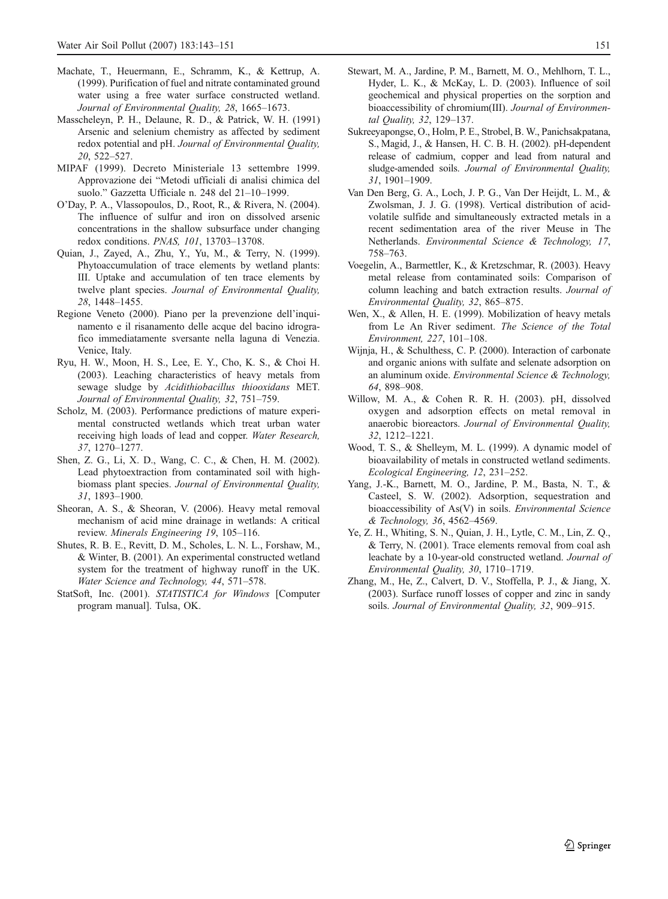Machate, T., Heuermann, E., Schramm, K., & Kettrup, A. (1999). Purification of fuel and nitrate contaminated ground water using a free water surface constructed wetland. *Journal of Environmental Quality, 28*, 1665–1673.

Masscheleyn, P. H., Delaune, R. D., & Patrick, W. H. (1991) Arsenic and selenium chemistry as affected by sediment redox potential and pH. *Journal of Environmental Quality, 20*, 522–527.

MIPAF (1999). Decreto Ministeriale 13 settembre 1999. Approvazione dei "Metodi ufficiali di analisi chimica del suolo." Gazzetta Ufficiale n. 248 del 21–10–1999.

O'Day, P. A., Vlassopoulos, D., Root, R., & Rivera, N. (2004). The influence of sulfur and iron on dissolved arsenic concentrations in the shallow subsurface under changing redox conditions. *PNAS, 101*, 13703–13708.

Quian, J., Zayed, A., Zhu, Y., Yu, M., & Terry, N. (1999). Phytoaccumulation of trace elements by wetland plants: III. Uptake and accumulation of ten trace elements by twelve plant species. *Journal of Environmental Quality, 28*, 1448–1455.

Regione Veneto (2000). Piano per la prevenzione dell'inquinamento e il risanamento delle acque del bacino idrografico immediatamente sversante nella laguna di Venezia. Venice, Italy.

Ryu, H. W., Moon, H. S., Lee, E. Y., Cho, K. S., & Choi H. (2003). Leaching characteristics of heavy metals from sewage sludge by *Acidithiobacillus thiooxidans* MET. *Journal of Environmental Quality, 32*, 751–759.

Scholz, M. (2003). Performance predictions of mature experimental constructed wetlands which treat urban water receiving high loads of lead and copper. *Water Research, 37*, 1270–1277.

Shen, Z. G., Li, X. D., Wang, C. C., & Chen, H. M. (2002). Lead phytoextraction from contaminated soil with high-biomass plant species. *Journal of Environmental Quality, 31*, 1893–1900.

Sheoran, A. S., & Sheoran, V. (2006). Heavy metal removal mechanism of acid mine drainage in wetlands: A critical review. *Minerals Engineering 19*, 105–116.

Shutes, R. B. E., Revitt, D. M., Scholes, L. N. L., Forshaw, M., & Winter, B. (2001). An experimental constructed wetland system for the treatment of highway runoff in the UK. *Water Science and Technology, 44*, 571–578.

StatSoft, Inc. (2001). *STATISTICA for Windows* [Computer program manual]. Tulsa, OK.

Stewart, M. A., Jardine, P. M., Barnett, M. O., Mehlhorn, T. L., Hyder, L. K., & McKay, L. D. (2003). Influence of soil geochemical and physical properties on the sorption and bioaccessibility of chromium(III). *Journal of Environmental Quality, 32*, 129–137.

Sukreeyapongse, O., Holm, P. E., Strobel, B. W., Panichsakpatana, S., Magid, J., & Hansen, H. C. B. H. (2002). pH-dependent release of cadmium, copper and lead from natural and sludge-amended soils. *Journal of Environmental Quality, 31*, 1901–1909.

Van Den Berg, G. A., Loch, J. P. G., Van Der Heijdt, L. M., & Zwolsman, J. J. G. (1998). Vertical distribution of acid-volatile sulfide and simultaneously extracted metals in a recent sedimentation area of the river Meuse in The Netherlands. *Environmental Science & Technology, 17*, 758–763.

Voegelin, A., Barmettler, K., & Kretzschmar, R. (2003). Heavy metal release from contaminated soils: Comparison of column leaching and batch extraction results. *Journal of Environmental Quality, 32*, 865–875.

Wen, X., & Allen, H. E. (1999). Mobilization of heavy metals from Le An River sediment. *The Science of the Total Environment, 227*, 101–108.

Wijnja, H., & Schulthess, C. P. (2000). Interaction of carbonate and organic anions with sulfate and selenate adsorption on an aluminum oxide. *Environmental Science & Technology, 64*, 898–908.

Willow, M. A., & Cohen R. R. H. (2003). pH, dissolved oxygen and adsorption effects on metal removal in anaerobic bioreactors. *Journal of Environmental Quality, 32*, 1212–1221.

Wood, T. S., & Shelleym, M. L. (1999). A dynamic model of bioavailability of metals in constructed wetland sediments. *Ecological Engineering, 12*, 231–252.

Yang, J.-K., Barnett, M. O., Jardine, P. M., Basta, N. T., & Casteel, S. W. (2002). Adsorption, sequestration and bioaccessibility of As(V) in soils. *Environmental Science & Technology, 36*, 4562–4569.

Ye, Z. H., Whiting, S. N., Quian, J. H., Lytle, C. M., Lin, Z. Q., & Terry, N. (2001). Trace elements removal from coal ash leachate by a 10-year-old constructed wetland. *Journal of Environmental Quality, 30*, 1710–1719.

Zhang, M., He, Z., Calvert, D. V., Stoffella, P. J., & Jiang, X. (2003). Surface runoff losses of copper and zinc in sandy soils. *Journal of Environmental Quality, 32*, 909–915.